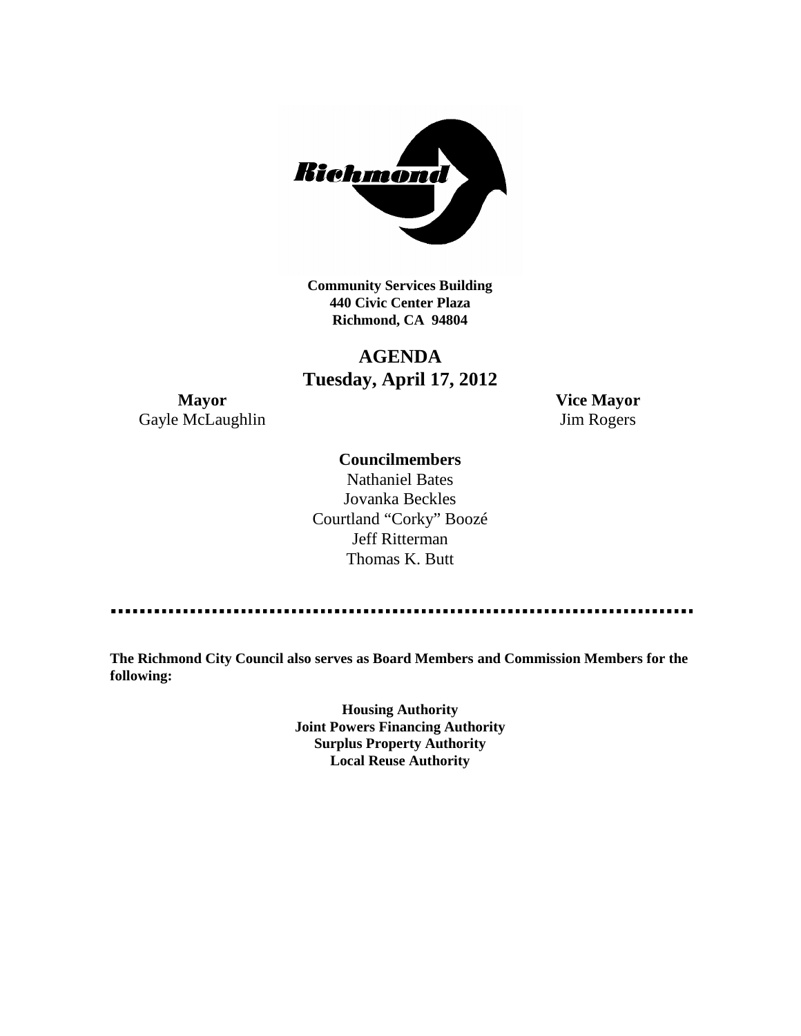**Community Services Building**
**440 Civic Center Plaza**
**Richmond, CA 94804**

# AGENDA
## Tuesday, April 17, 2012

**Mayor**
Gayle McLaughlin

**Vice Mayor**
Jim Rogers

**Councilmembers**

Nathaniel Bates
Jovanka Beckles
Courtland "Corky" Boozé
Jeff Ritterman
Thomas K. Butt

---

**The Richmond City Council also serves as Board Members and Commission Members for the following:**

**Housing Authority**
**Joint Powers Financing Authority**
**Surplus Property Authority**
**Local Reuse Authority**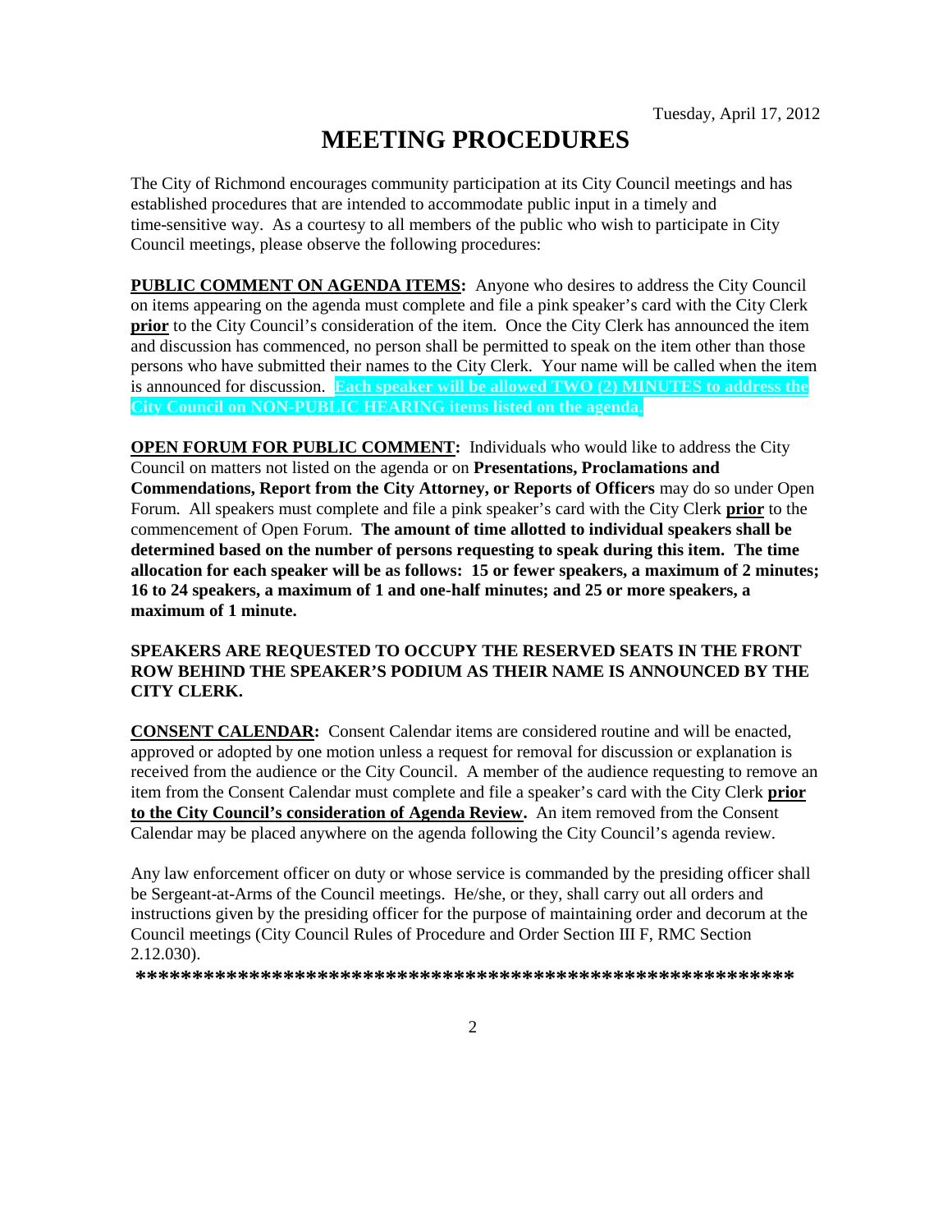Tuesday, April 17, 2012

# MEETING PROCEDURES

The City of Richmond encourages community participation at its City Council meetings and has established procedures that are intended to accommodate public input in a timely and time-sensitive way. As a courtesy to all members of the public who wish to participate in City Council meetings, please observe the following procedures:

**PUBLIC COMMENT ON AGENDA ITEMS:** Anyone who desires to address the City Council on items appearing on the agenda must complete and file a pink speaker's card with the City Clerk **prior** to the City Council's consideration of the item. Once the City Clerk has announced the item and discussion has commenced, no person shall be permitted to speak on the item other than those persons who have submitted their names to the City Clerk. Your name will be called when the item is announced for discussion. **Each speaker will be allowed TWO (2) MINUTES to address the City Council on NON-PUBLIC HEARING items listed on the agenda.**

**OPEN FORUM FOR PUBLIC COMMENT:** Individuals who would like to address the City Council on matters not listed on the agenda or on **Presentations, Proclamations and Commendations, Report from the City Attorney, or Reports of Officers** may do so under Open Forum. All speakers must complete and file a pink speaker's card with the City Clerk **prior** to the commencement of Open Forum. **The amount of time allotted to individual speakers shall be determined based on the number of persons requesting to speak during this item. The time allocation for each speaker will be as follows: 15 or fewer speakers, a maximum of 2 minutes; 16 to 24 speakers, a maximum of 1 and one-half minutes; and 25 or more speakers, a maximum of 1 minute.**

**SPEAKERS ARE REQUESTED TO OCCUPY THE RESERVED SEATS IN THE FRONT ROW BEHIND THE SPEAKER'S PODIUM AS THEIR NAME IS ANNOUNCED BY THE CITY CLERK.**

**CONSENT CALENDAR:** Consent Calendar items are considered routine and will be enacted, approved or adopted by one motion unless a request for removal for discussion or explanation is received from the audience or the City Council. A member of the audience requesting to remove an item from the Consent Calendar must complete and file a speaker's card with the City Clerk **prior to the City Council's consideration of Agenda Review.** An item removed from the Consent Calendar may be placed anywhere on the agenda following the City Council's agenda review.

Any law enforcement officer on duty or whose service is commanded by the presiding officer shall be Sergeant-at-Arms of the Council meetings. He/she, or they, shall carry out all orders and instructions given by the presiding officer for the purpose of maintaining order and decorum at the Council meetings (City Council Rules of Procedure and Order Section III F, RMC Section 2.12.030).

**\*\*\*\*\*\*\*\*\*\*\*\*\*\*\*\*\*\*\*\*\*\*\*\*\*\*\*\*\*\*\*\*\*\*\*\*\*\*\*\*\*\*\*\*\*\*\*\*\*\*\*\*\*\*\*\*\*\*\*\*\***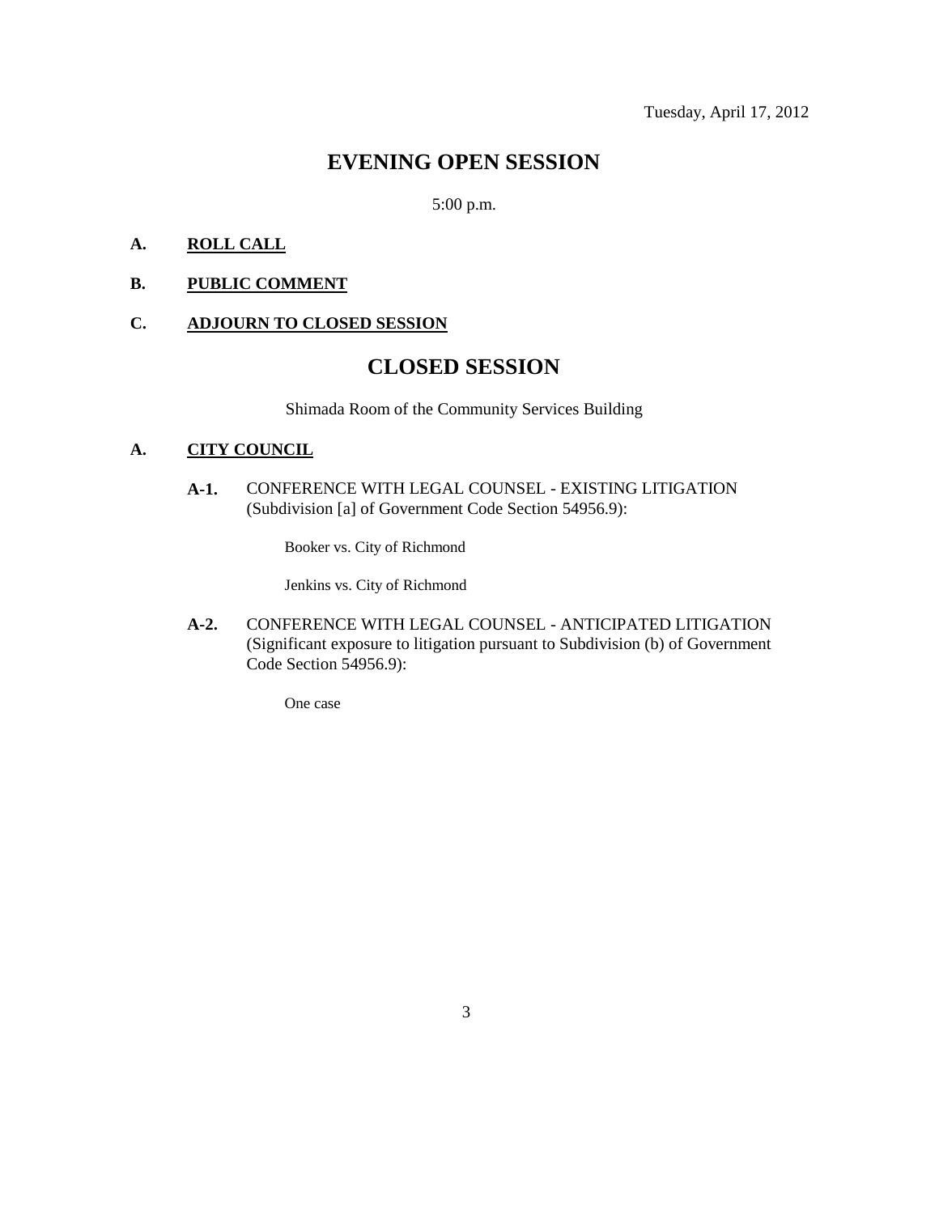Tuesday, April 17, 2012

# EVENING OPEN SESSION

5:00 p.m.

**A. <u>ROLL CALL</u>**

**B. <u>PUBLIC COMMENT</u>**

**C. <u>ADJOURN TO CLOSED SESSION</u>**

# CLOSED SESSION

Shimada Room of the Community Services Building

**A. <u>CITY COUNCIL</u>**

**A-1.** CONFERENCE WITH LEGAL COUNSEL - EXISTING LITIGATION (Subdivision [a] of Government Code Section 54956.9):

Booker vs. City of Richmond

Jenkins vs. City of Richmond

**A-2.** CONFERENCE WITH LEGAL COUNSEL - ANTICIPATED LITIGATION (Significant exposure to litigation pursuant to Subdivision (b) of Government Code Section 54956.9):

One case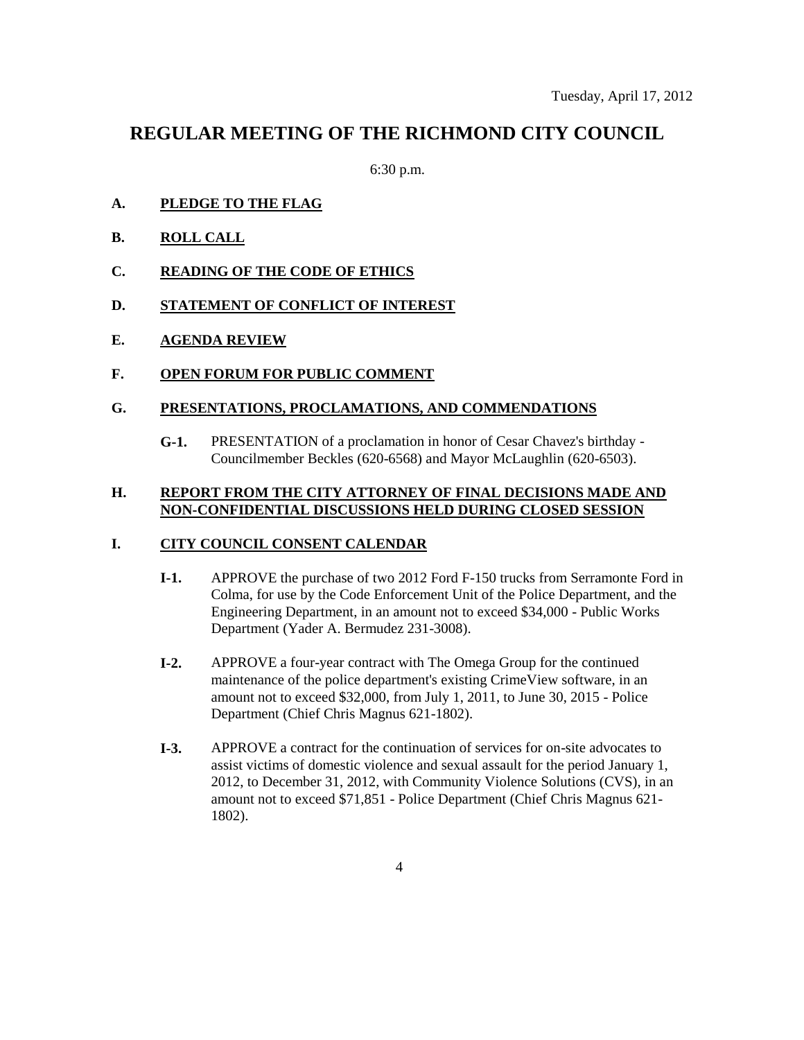Tuesday, April 17, 2012

# REGULAR MEETING OF THE RICHMOND CITY COUNCIL

6:30 p.m.

**A. PLEDGE TO THE FLAG**

**B. ROLL CALL**

**C. READING OF THE CODE OF ETHICS**

**D. STATEMENT OF CONFLICT OF INTEREST**

**E. AGENDA REVIEW**

**F. OPEN FORUM FOR PUBLIC COMMENT**

**G. PRESENTATIONS, PROCLAMATIONS, AND COMMENDATIONS**

**G-1.** PRESENTATION of a proclamation in honor of Cesar Chavez's birthday - Councilmember Beckles (620-6568) and Mayor McLaughlin (620-6503).

**H. REPORT FROM THE CITY ATTORNEY OF FINAL DECISIONS MADE AND NON-CONFIDENTIAL DISCUSSIONS HELD DURING CLOSED SESSION**

**I. CITY COUNCIL CONSENT CALENDAR**

**I-1.** APPROVE the purchase of two 2012 Ford F-150 trucks from Serramonte Ford in Colma, for use by the Code Enforcement Unit of the Police Department, and the Engineering Department, in an amount not to exceed $34,000 - Public Works Department (Yader A. Bermudez 231-3008).

**I-2.** APPROVE a four-year contract with The Omega Group for the continued maintenance of the police department's existing CrimeView software, in an amount not to exceed $32,000, from July 1, 2011, to June 30, 2015 - Police Department (Chief Chris Magnus 621-1802).

**I-3.** APPROVE a contract for the continuation of services for on-site advocates to assist victims of domestic violence and sexual assault for the period January 1, 2012, to December 31, 2012, with Community Violence Solutions (CVS), in an amount not to exceed $71,851 - Police Department (Chief Chris Magnus 621-1802).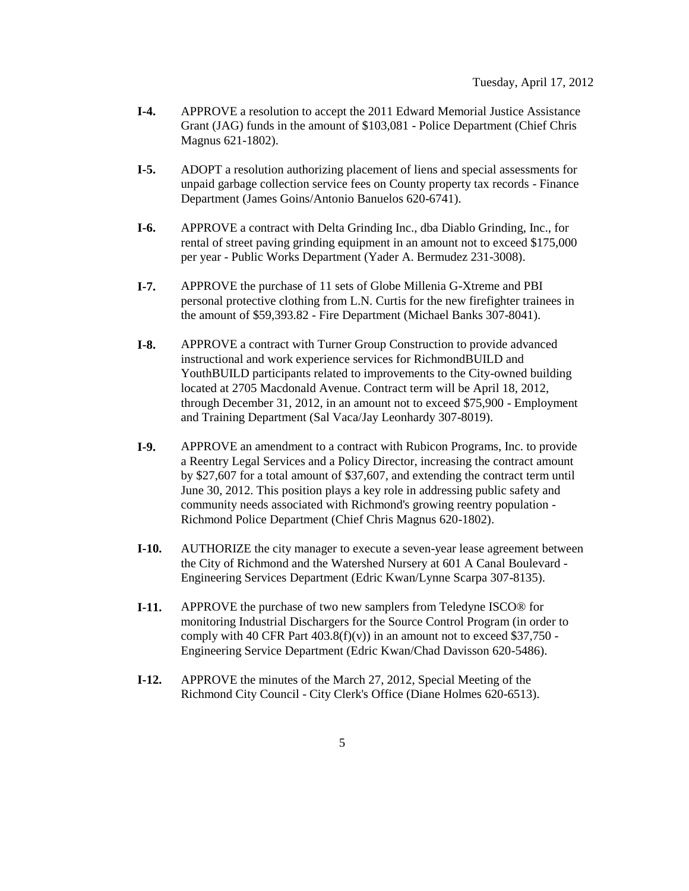**I-4.** APPROVE a resolution to accept the 2011 Edward Memorial Justice Assistance Grant (JAG) funds in the amount of $103,081 - Police Department (Chief Chris Magnus 621-1802).

**I-5.** ADOPT a resolution authorizing placement of liens and special assessments for unpaid garbage collection service fees on County property tax records - Finance Department (James Goins/Antonio Banuelos 620-6741).

**I-6.** APPROVE a contract with Delta Grinding Inc., dba Diablo Grinding, Inc., for rental of street paving grinding equipment in an amount not to exceed $175,000 per year - Public Works Department (Yader A. Bermudez 231-3008).

**I-7.** APPROVE the purchase of 11 sets of Globe Millenia G-Xtreme and PBI personal protective clothing from L.N. Curtis for the new firefighter trainees in the amount of $59,393.82 - Fire Department (Michael Banks 307-8041).

**I-8.** APPROVE a contract with Turner Group Construction to provide advanced instructional and work experience services for RichmondBUILD and YouthBUILD participants related to improvements to the City-owned building located at 2705 Macdonald Avenue. Contract term will be April 18, 2012, through December 31, 2012, in an amount not to exceed $75,900 - Employment and Training Department (Sal Vaca/Jay Leonhardy 307-8019).

**I-9.** APPROVE an amendment to a contract with Rubicon Programs, Inc. to provide a Reentry Legal Services and a Policy Director, increasing the contract amount by $27,607 for a total amount of $37,607, and extending the contract term until June 30, 2012. This position plays a key role in addressing public safety and community needs associated with Richmond's growing reentry population - Richmond Police Department (Chief Chris Magnus 620-1802).

**I-10.** AUTHORIZE the city manager to execute a seven-year lease agreement between the City of Richmond and the Watershed Nursery at 601 A Canal Boulevard - Engineering Services Department (Edric Kwan/Lynne Scarpa 307-8135).

**I-11.** APPROVE the purchase of two new samplers from Teledyne ISCO® for monitoring Industrial Dischargers for the Source Control Program (in order to comply with 40 CFR Part 403.8(f)(v)) in an amount not to exceed $37,750 - Engineering Service Department (Edric Kwan/Chad Davisson 620-5486).

**I-12.** APPROVE the minutes of the March 27, 2012, Special Meeting of the Richmond City Council - City Clerk's Office (Diane Holmes 620-6513).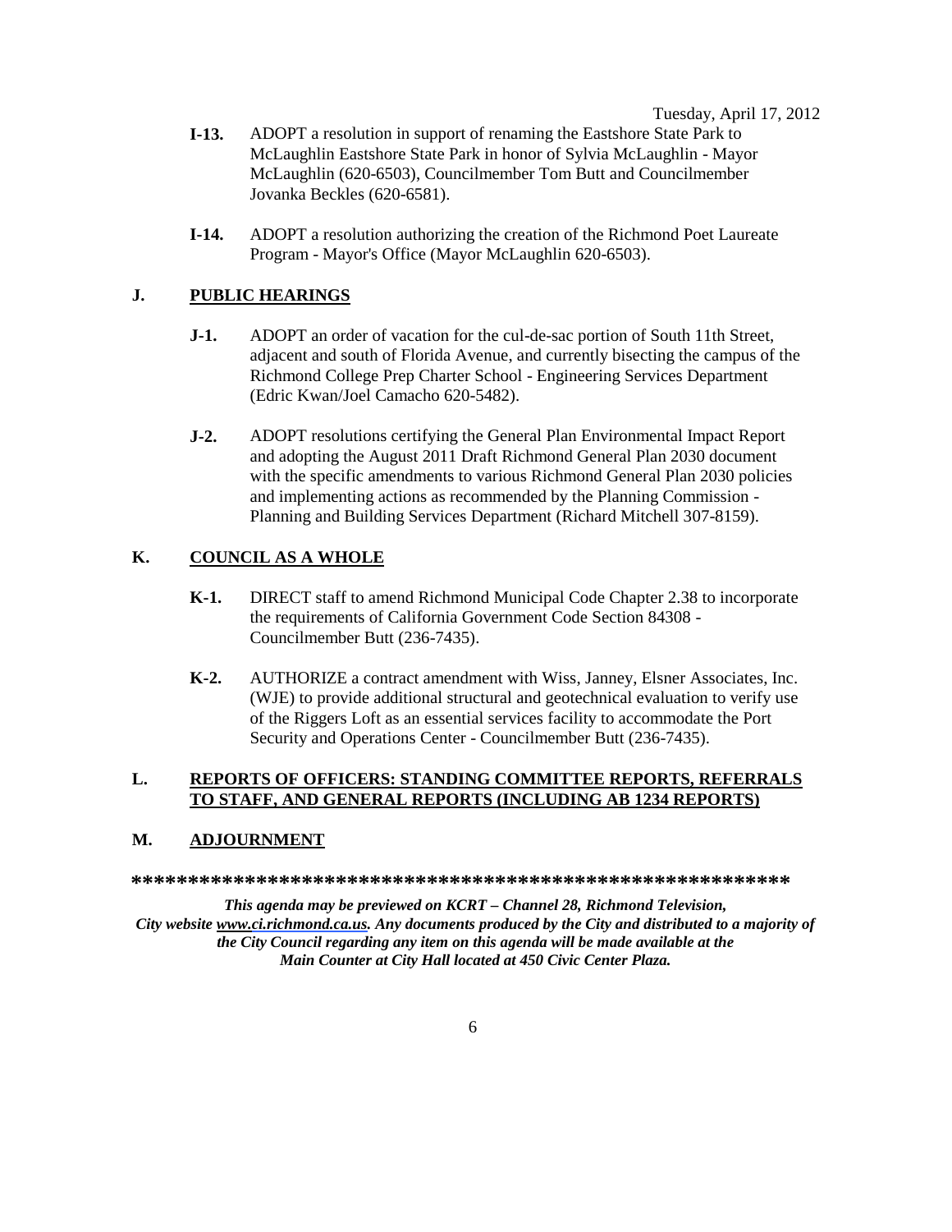- **I-13.** ADOPT a resolution in support of renaming the Eastshore State Park to McLaughlin Eastshore State Park in honor of Sylvia McLaughlin - Mayor McLaughlin (620-6503), Councilmember Tom Butt and Councilmember Jovanka Beckles (620-6581).

- **I-14.** ADOPT a resolution authorizing the creation of the Richmond Poet Laureate Program - Mayor's Office (Mayor McLaughlin 620-6503).

## J. PUBLIC HEARINGS

- **J-1.** ADOPT an order of vacation for the cul-de-sac portion of South 11th Street, adjacent and south of Florida Avenue, and currently bisecting the campus of the Richmond College Prep Charter School - Engineering Services Department (Edric Kwan/Joel Camacho 620-5482).

- **J-2.** ADOPT resolutions certifying the General Plan Environmental Impact Report and adopting the August 2011 Draft Richmond General Plan 2030 document with the specific amendments to various Richmond General Plan 2030 policies and implementing actions as recommended by the Planning Commission - Planning and Building Services Department (Richard Mitchell 307-8159).

## K. COUNCIL AS A WHOLE

- **K-1.** DIRECT staff to amend Richmond Municipal Code Chapter 2.38 to incorporate the requirements of California Government Code Section 84308 - Councilmember Butt (236-7435).

- **K-2.** AUTHORIZE a contract amendment with Wiss, Janney, Elsner Associates, Inc. (WJE) to provide additional structural and geotechnical evaluation to verify use of the Riggers Loft as an essential services facility to accommodate the Port Security and Operations Center - Councilmember Butt (236-7435).

## L. REPORTS OF OFFICERS: STANDING COMMITTEE REPORTS, REFERRALS TO STAFF, AND GENERAL REPORTS (INCLUDING AB 1234 REPORTS)

## M. ADJOURNMENT

**************************************************************

***This agenda may be previewed on KCRT – Channel 28, Richmond Television, City website www.ci.richmond.ca.us. Any documents produced by the City and distributed to a majority of the City Council regarding any item on this agenda will be made available at the Main Counter at City Hall located at 450 Civic Center Plaza.***